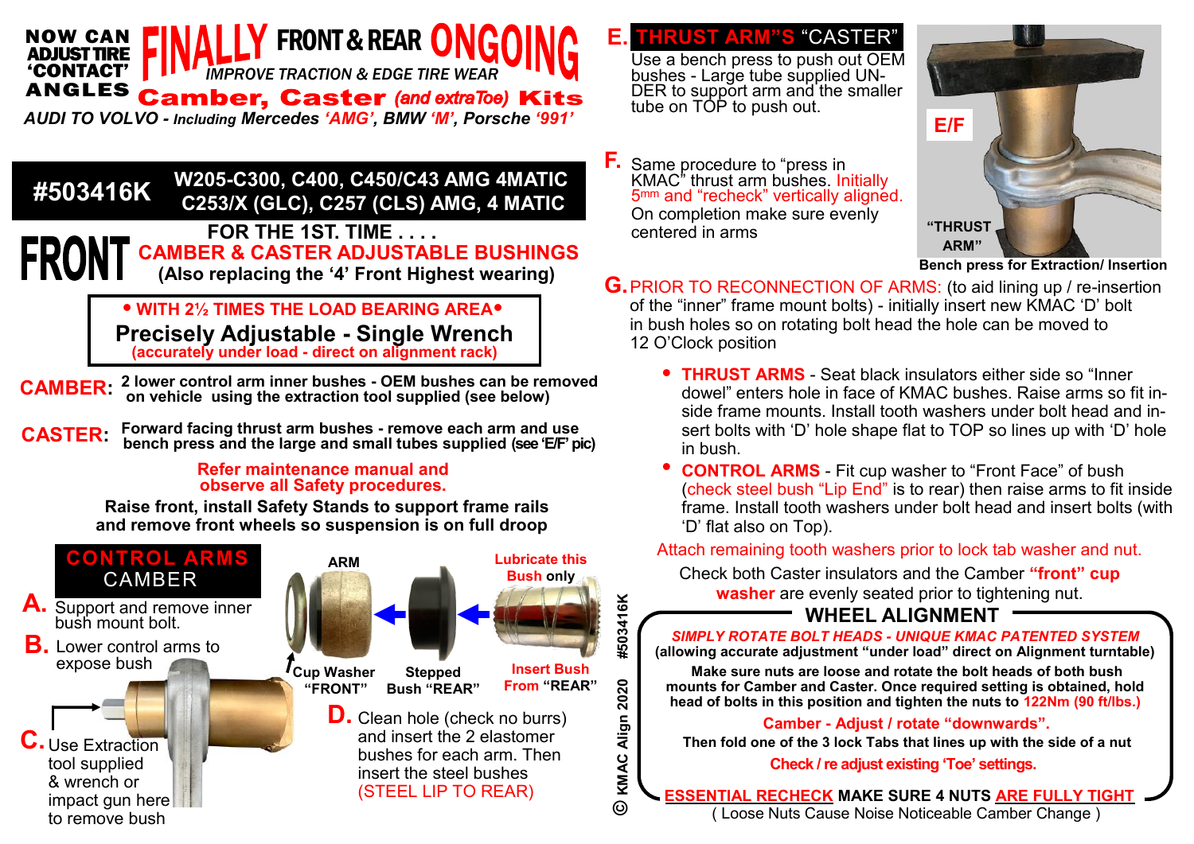# NOW CAN ADJUST TIRE 'CONTACT' ANGLES — FINALLY FRONT & REAR ONGOING

*IMPROVE TRACTION & EDGE TIRE WEAR*

**Camber, Caster** *(and extra Toe)* **Kits**

*AUDI TO VOLVO - Including Mercedes 'AMG', BMW 'M', Porsche '991'*

## #503416K W205-C300, C400, C450/C43 AMG 4MATIC C253/X (GLC), C257 (CLS) AMG, 4 MATIC

## FRONT

**FOR THE 1ST. TIME . . . .**
**CAMBER & CASTER ADJUSTABLE BUSHINGS**
**(Also replacing the '4' Front Highest wearing)**

**• WITH 2½ TIMES THE LOAD BEARING AREA•**
**Precisely Adjustable - Single Wrench**
**(accurately under load - direct on alignment rack)**

**CAMBER:** 2 lower control arm inner bushes - OEM bushes can be removed on vehicle using the extraction tool supplied (see below)

**CASTER:** Forward facing thrust arm bushes - remove each arm and use bench press and the large and small tubes supplied (see 'E/F' pic)

**Refer maintenance manual and observe all Safety procedures.**

**Raise front, install Safety Stands to support frame rails and remove front wheels so suspension is on full droop**

### CONTROL ARMS CAMBER

**A.** Support and remove inner bush mount bolt.

**B.** Lower control arms to expose bush

**C.** Use Extraction tool supplied & wrench or impact gun here to remove bush

ARM — Cup Washer "FRONT" — Stepped Bush "REAR" — Insert Bush From "REAR" — Lubricate this Bush only

**D.** Clean hole (check no burrs) and insert the 2 elastomer bushes for each arm. Then insert the steel bushes (STEEL LIP TO REAR)

### E. THRUST ARM"S "CASTER"

Use a bench press to push out OEM bushes - Large tube supplied UNDER to support arm and the smaller tube on TOP to push out.

**F.** Same procedure to "press in KMAC" thrust arm bushes. Initially 5mm and "recheck" vertically aligned. On completion make sure evenly centered in arms

E/F — "THRUST ARM"
**Bench press for Extraction/ Insertion**

**G.** PRIOR TO RECONNECTION OF ARMS: (to aid lining up / re-insertion of the "inner" frame mount bolts) - initially insert new KMAC 'D' bolt in bush holes so on rotating bolt head the hole can be moved to 12 O'Clock position

- **THRUST ARMS** - Seat black insulators either side so "Inner dowel" enters hole in face of KMAC bushes. Raise arms so fit inside frame mounts. Install tooth washers under bolt head and insert bolts with 'D' hole shape flat to TOP so lines up with 'D' hole in bush.
- **CONTROL ARMS** - Fit cup washer to "Front Face" of bush (check steel bush "Lip End" is to rear) then raise arms to fit inside frame. Install tooth washers under bolt head and insert bolts (with 'D' flat also on Top).

Attach remaining tooth washers prior to lock tab washer and nut.

Check both Caster insulators and the Camber **"front" cup washer** are evenly seated prior to tightening nut.

### WHEEL ALIGNMENT

***SIMPLY ROTATE BOLT HEADS - UNIQUE KMAC PATENTED SYSTEM***
**(allowing accurate adjustment "under load" direct on Alignment turntable)**

**Make sure nuts are loose and rotate the bolt heads of both bush mounts for Camber and Caster. Once required setting is obtained, hold head of bolts in this position and tighten the nuts to 122Nm (90 ft/lbs.)**

**Camber - Adjust / rotate "downwards".**

**Then fold one of the 3 lock Tabs that lines up with the side of a nut**

**Check / re adjust existing 'Toe' settings.**

**ESSENTIAL RECHECK MAKE SURE 4 NUTS ARE FULLY TIGHT**
( Loose Nuts Cause Noise Noticeable Camber Change )

© KMAC Align 2020 #503416K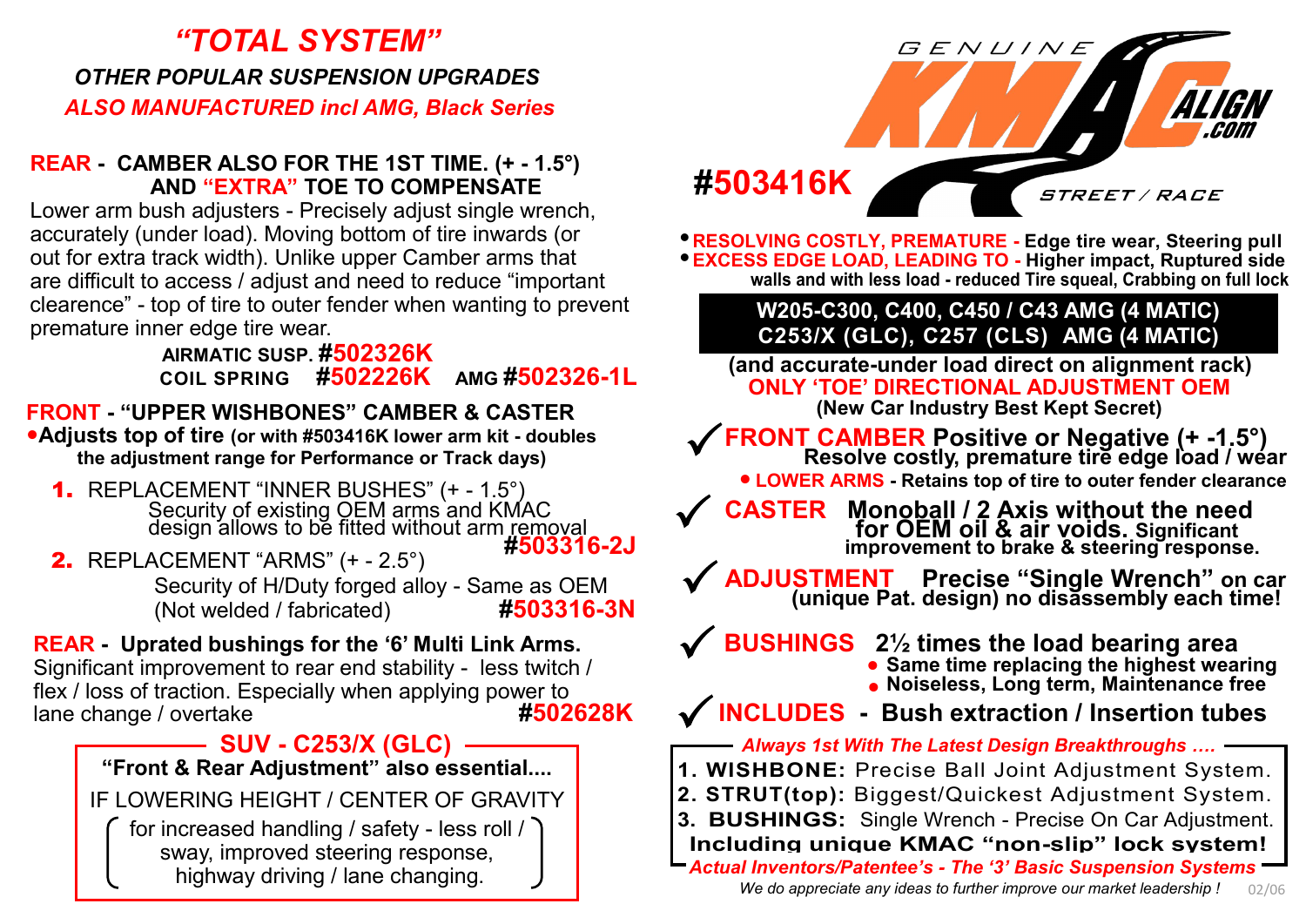# "TOTAL SYSTEM"

### OTHER POPULAR SUSPENSION UPGRADES

*ALSO MANUFACTURED incl AMG, Black Series*

**REAR - CAMBER ALSO FOR THE 1ST TIME. (+ - 1.5°) AND "EXTRA" TOE TO COMPENSATE**

Lower arm bush adjusters - Precisely adjust single wrench, accurately (under load). Moving bottom of tire inwards (or out for extra track width). Unlike upper Camber arms that are difficult to access / adjust and need to reduce "important clearence" - top of tire to outer fender when wanting to prevent premature inner edge tire wear.

**AIRMATIC SUSP. #502326K**
**COIL SPRING #502226K AMG #502326-1L**

**FRONT - "UPPER WISHBONES" CAMBER & CASTER**

- **Adjusts top of tire (or with #503416K lower arm kit - doubles the adjustment range for Performance or Track days)**

1. REPLACEMENT "INNER BUSHES" (+ - 1.5°)
   Security of existing OEM arms and KMAC design allows to be fitted without arm removal **#503316-2J**
2. REPLACEMENT "ARMS" (+ - 2.5°)
   Security of H/Duty forged alloy - Same as OEM (Not welded / fabricated) **#503316-3N**

**REAR - Uprated bushings for the '6' Multi Link Arms.**
Significant improvement to rear end stability - less twitch / flex / loss of traction. Especially when applying power to lane change / overtake **#502628K**

**SUV - C253/X (GLC)**

**"Front & Rear Adjustment" also essential....**

IF LOWERING HEIGHT / CENTER OF GRAVITY

for increased handling / safety - less roll / sway, improved steering response, highway driving / lane changing.

GENUINE KMAC ALIGN .com STREET / RACE

# #503416K

- **RESOLVING COSTLY, PREMATURE - Edge tire wear, Steering pull**
- **EXCESS EDGE LOAD, LEADING TO - Higher impact, Ruptured side walls and with less load - reduced Tire squeal, Crabbing on full lock**

**W205-C300, C400, C450 / C43 AMG (4 MATIC)**
**C253/X (GLC), C257 (CLS) AMG (4 MATIC)**

**(and accurate-under load direct on alignment rack)**
**ONLY 'TOE' DIRECTIONAL ADJUSTMENT OEM**
**(New Car Industry Best Kept Secret)**

✓ **FRONT CAMBER Positive or Negative (+ -1.5°)**
**Resolve costly, premature tire edge load / wear**
- **LOWER ARMS - Retains top of tire to outer fender clearance**

✓ **CASTER Monoball / 2 Axis without the need for OEM oil & air voids. Significant improvement to brake & steering response.**

✓ **ADJUSTMENT Precise "Single Wrench" on car (unique Pat. design) no disassembly each time!**

✓ **BUSHINGS 2½ times the load bearing area**
- **Same time replacing the highest wearing**
- **Noiseless, Long term, Maintenance free**

✓ **INCLUDES - Bush extraction / Insertion tubes**

*Always 1st With The Latest Design Breakthroughs ....*

1. **WISHBONE:** Precise Ball Joint Adjustment System.
2. **STRUT(top):** Biggest/Quickest Adjustment System.
3. **BUSHINGS:** Single Wrench - Precise On Car Adjustment.

**Including unique KMAC "non-slip" lock system!**

*Actual Inventors/Patentee's - The '3' Basic Suspension Systems*

*We do appreciate any ideas to further improve our market leadership !* 02/06